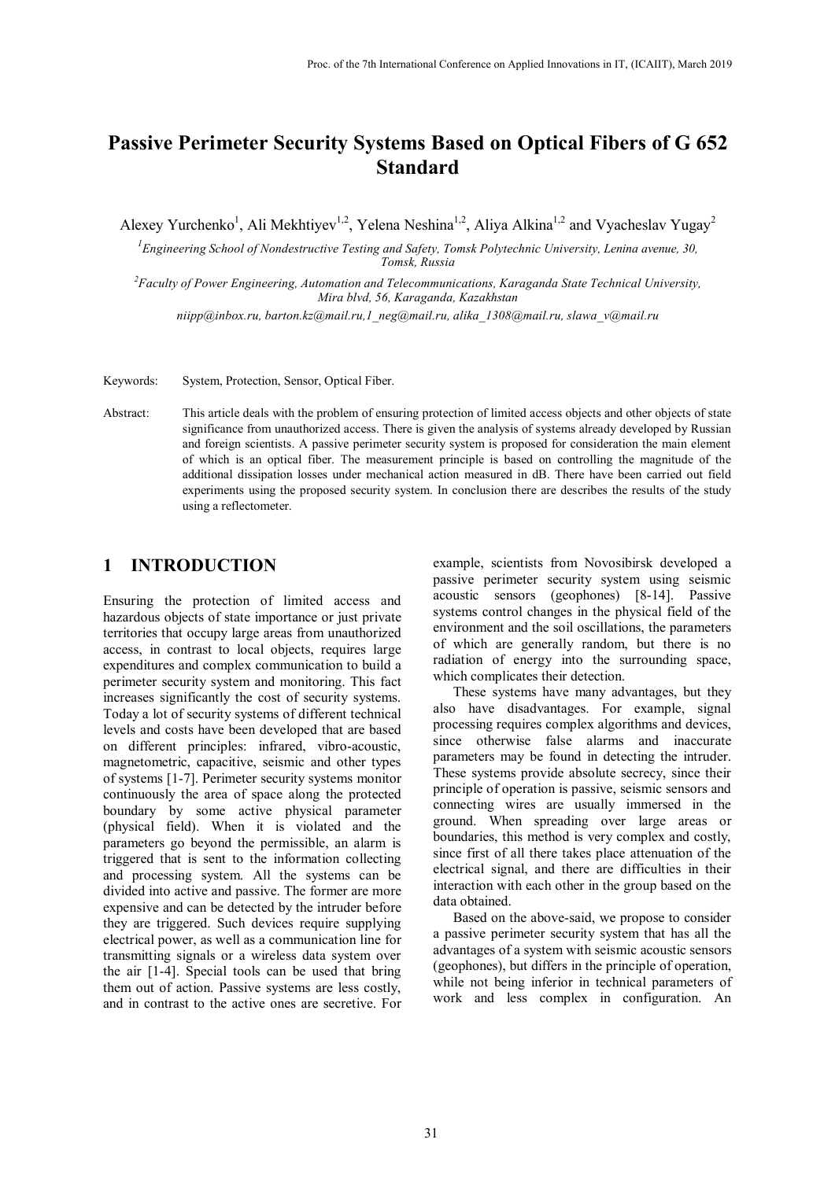# Passive Perimeter Security Systems Based on Optical Fibers of G 652 Standard

Alexey Yurchenko[1], Ali Mekhtiyev[1,2], Yelena Neshina[1,2], Aliya Alkina[1,2] and Vyacheslav Yugay[2]

[1]*Engineering School of Nondestructive Testing and Safety, Tomsk Polytechnic University, Lenina avenue, 30, Tomsk, Russia*

[2]*Faculty of Power Engineering, Automation and Telecommunications, Karaganda State Technical University, Mira blvd, 56, Karaganda, Kazakhstan*

*niipp@inbox.ru, barton.kz@mail.ru,1_neg@mail.ru, alika_1308@mail.ru, slawa_v@mail.ru*

Keywords: System, Protection, Sensor, Optical Fiber.

Abstract: This article deals with the problem of ensuring protection of limited access objects and other objects of state significance from unauthorized access. There is given the analysis of systems already developed by Russian and foreign scientists. A passive perimeter security system is proposed for consideration the main element of which is an optical fiber. The measurement principle is based on controlling the magnitude of the additional dissipation losses under mechanical action measured in dB. There have been carried out field experiments using the proposed security system. In conclusion there are describes the results of the study using a reflectometer.

## 1 INTRODUCTION

Ensuring the protection of limited access and hazardous objects of state importance or just private territories that occupy large areas from unauthorized access, in contrast to local objects, requires large expenditures and complex communication to build a perimeter security system and monitoring. This fact increases significantly the cost of security systems. Today a lot of security systems of different technical levels and costs have been developed that are based on different principles: infrared, vibro-acoustic, magnetometric, capacitive, seismic and other types of systems [1-7]. Perimeter security systems monitor continuously the area of space along the protected boundary by some active physical parameter (physical field). When it is violated and the parameters go beyond the permissible, an alarm is triggered that is sent to the information collecting and processing system. All the systems can be divided into active and passive. The former are more expensive and can be detected by the intruder before they are triggered. Such devices require supplying electrical power, as well as a communication line for transmitting signals or a wireless data system over the air [1-4]. Special tools can be used that bring them out of action. Passive systems are less costly, and in contrast to the active ones are secretive. For example, scientists from Novosibirsk developed a passive perimeter security system using seismic acoustic sensors (geophones) [8-14]. Passive systems control changes in the physical field of the environment and the soil oscillations, the parameters of which are generally random, but there is no radiation of energy into the surrounding space, which complicates their detection.

These systems have many advantages, but they also have disadvantages. For example, signal processing requires complex algorithms and devices, since otherwise false alarms and inaccurate parameters may be found in detecting the intruder. These systems provide absolute secrecy, since their principle of operation is passive, seismic sensors and connecting wires are usually immersed in the ground. When spreading over large areas or boundaries, this method is very complex and costly, since first of all there takes place attenuation of the electrical signal, and there are difficulties in their interaction with each other in the group based on the data obtained.

Based on the above-said, we propose to consider a passive perimeter security system that has all the advantages of a system with seismic acoustic sensors (geophones), but differs in the principle of operation, while not being inferior in technical parameters of work and less complex in configuration. An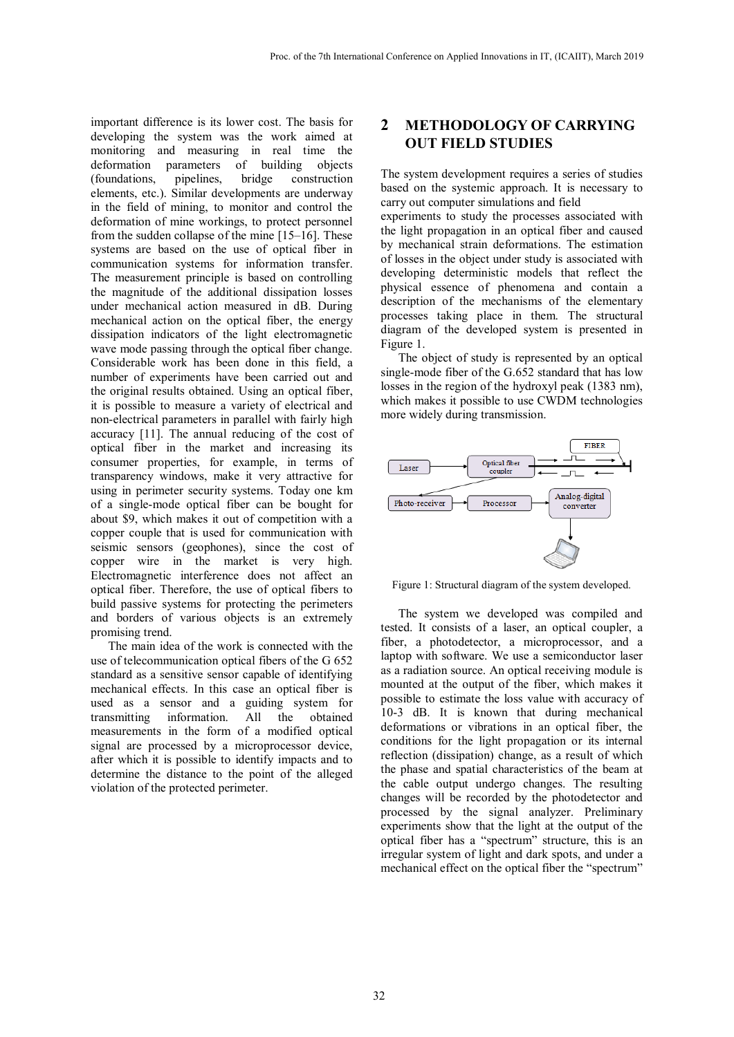important difference is its lower cost. The basis for developing the system was the work aimed at monitoring and measuring in real time the deformation parameters of building objects (foundations, pipelines, bridge construction elements, etc.). Similar developments are underway in the field of mining, to monitor and control the deformation of mine workings, to protect personnel from the sudden collapse of the mine [15–16]. These systems are based on the use of optical fiber in communication systems for information transfer. The measurement principle is based on controlling the magnitude of the additional dissipation losses under mechanical action measured in dB. During mechanical action on the optical fiber, the energy dissipation indicators of the light electromagnetic wave mode passing through the optical fiber change. Considerable work has been done in this field, a number of experiments have been carried out and the original results obtained. Using an optical fiber, it is possible to measure a variety of electrical and non-electrical parameters in parallel with fairly high accuracy [11]. The annual reducing of the cost of optical fiber in the market and increasing its consumer properties, for example, in terms of transparency windows, make it very attractive for using in perimeter security systems. Today one km of a single-mode optical fiber can be bought for about \$9, which makes it out of competition with a copper couple that is used for communication with seismic sensors (geophones), since the cost of copper wire in the market is very high. Electromagnetic interference does not affect an optical fiber. Therefore, the use of optical fibers to build passive systems for protecting the perimeters and borders of various objects is an extremely promising trend.

The main idea of the work is connected with the use of telecommunication optical fibers of the G 652 standard as a sensitive sensor capable of identifying mechanical effects. In this case an optical fiber is used as a sensor and a guiding system for transmitting information. All the obtained measurements in the form of a modified optical signal are processed by a microprocessor device, after which it is possible to identify impacts and to determine the distance to the point of the alleged violation of the protected perimeter.

## 2 METHODOLOGY OF CARRYING OUT FIELD STUDIES

The system development requires a series of studies based on the systemic approach. It is necessary to carry out computer simulations and field experiments to study the processes associated with the light propagation in an optical fiber and caused by mechanical strain deformations. The estimation of losses in the object under study is associated with developing deterministic models that reflect the physical essence of phenomena and contain a description of the mechanisms of the elementary processes taking place in them. The structural diagram of the developed system is presented in Figure 1.

The object of study is represented by an optical single-mode fiber of the G.652 standard that has low losses in the region of the hydroxyl peak (1383 nm), which makes it possible to use CWDM technologies more widely during transmission.

Figure 1: Structural diagram of the system developed.

The system we developed was compiled and tested. It consists of a laser, an optical coupler, a fiber, a photodetector, a microprocessor, and a laptop with software. We use a semiconductor laser as a radiation source. An optical receiving module is mounted at the output of the fiber, which makes it possible to estimate the loss value with accuracy of 10-3 dB. It is known that during mechanical deformations or vibrations in an optical fiber, the conditions for the light propagation or its internal reflection (dissipation) change, as a result of which the phase and spatial characteristics of the beam at the cable output undergo changes. The resulting changes will be recorded by the photodetector and processed by the signal analyzer. Preliminary experiments show that the light at the output of the optical fiber has a "spectrum" structure, this is an irregular system of light and dark spots, and under a mechanical effect on the optical fiber the "spectrum"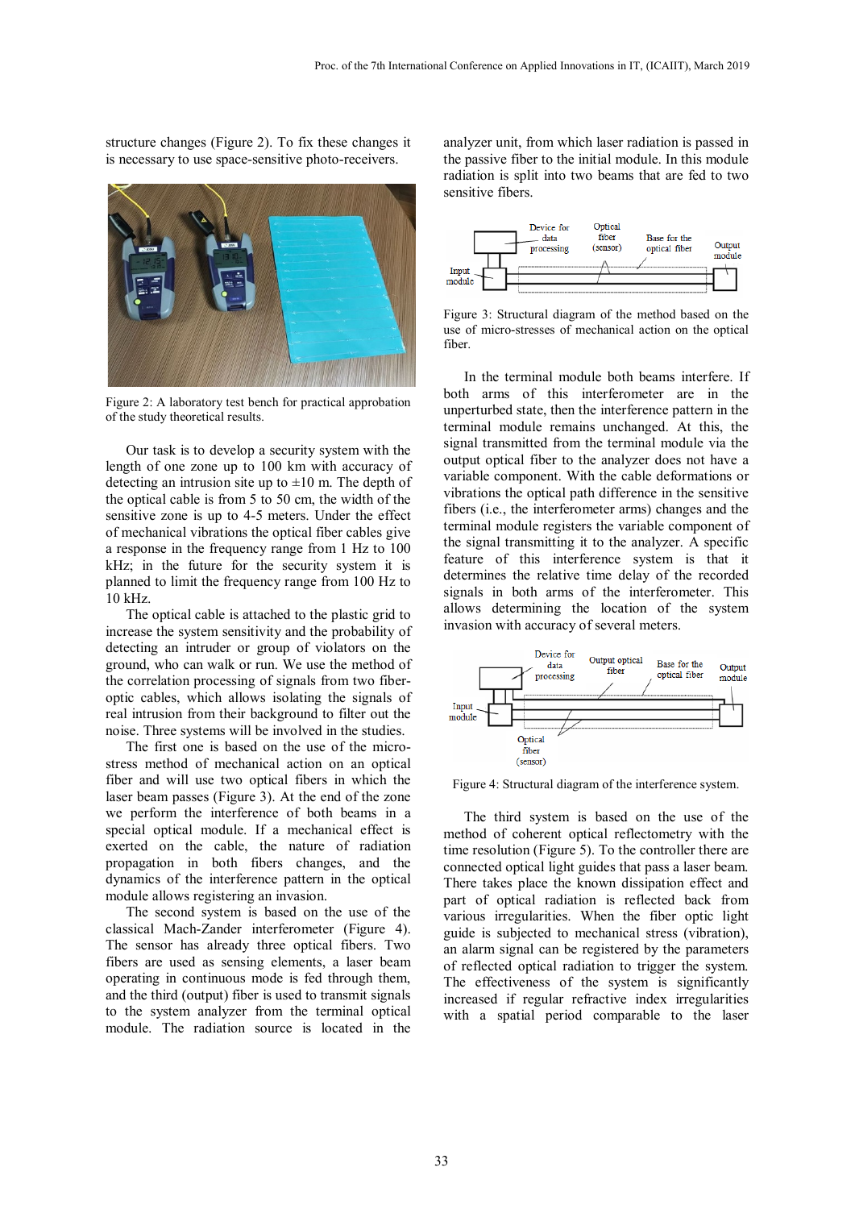structure changes (Figure 2). To fix these changes it is necessary to use space-sensitive photo-receivers.

Figure 2: A laboratory test bench for practical approbation of the study theoretical results.

Our task is to develop a security system with the length of one zone up to 100 km with accuracy of detecting an intrusion site up to ±10 m. The depth of the optical cable is from 5 to 50 cm, the width of the sensitive zone is up to 4-5 meters. Under the effect of mechanical vibrations the optical fiber cables give a response in the frequency range from 1 Hz to 100 kHz; in the future for the security system it is planned to limit the frequency range from 100 Hz to 10 kHz.

The optical cable is attached to the plastic grid to increase the system sensitivity and the probability of detecting an intruder or group of violators on the ground, who can walk or run. We use the method of the correlation processing of signals from two fiber-optic cables, which allows isolating the signals of real intrusion from their background to filter out the noise. Three systems will be involved in the studies.

The first one is based on the use of the micro-stress method of mechanical action on an optical fiber and will use two optical fibers in which the laser beam passes (Figure 3). At the end of the zone we perform the interference of both beams in a special optical module. If a mechanical effect is exerted on the cable, the nature of radiation propagation in both fibers changes, and the dynamics of the interference pattern in the optical module allows registering an invasion.

The second system is based on the use of the classical Mach-Zander interferometer (Figure 4). The sensor has already three optical fibers. Two fibers are used as sensing elements, a laser beam operating in continuous mode is fed through them, and the third (output) fiber is used to transmit signals to the system analyzer from the terminal optical module. The radiation source is located in the analyzer unit, from which laser radiation is passed in the passive fiber to the initial module. In this module radiation is split into two beams that are fed to two sensitive fibers.

Figure 3: Structural diagram of the method based on the use of micro-stresses of mechanical action on the optical fiber.

In the terminal module both beams interfere. If both arms of this interferometer are in the unperturbed state, then the interference pattern in the terminal module remains unchanged. At this, the signal transmitted from the terminal module via the output optical fiber to the analyzer does not have a variable component. With the cable deformations or vibrations the optical path difference in the sensitive fibers (i.e., the interferometer arms) changes and the terminal module registers the variable component of the signal transmitting it to the analyzer. A specific feature of this interference system is that it determines the relative time delay of the recorded signals in both arms of the interferometer. This allows determining the location of the system invasion with accuracy of several meters.

Figure 4: Structural diagram of the interference system.

The third system is based on the use of the method of coherent optical reflectometry with the time resolution (Figure 5). To the controller there are connected optical light guides that pass a laser beam. There takes place the known dissipation effect and part of optical radiation is reflected back from various irregularities. When the fiber optic light guide is subjected to mechanical stress (vibration), an alarm signal can be registered by the parameters of reflected optical radiation to trigger the system. The effectiveness of the system is significantly increased if regular refractive index irregularities with a spatial period comparable to the laser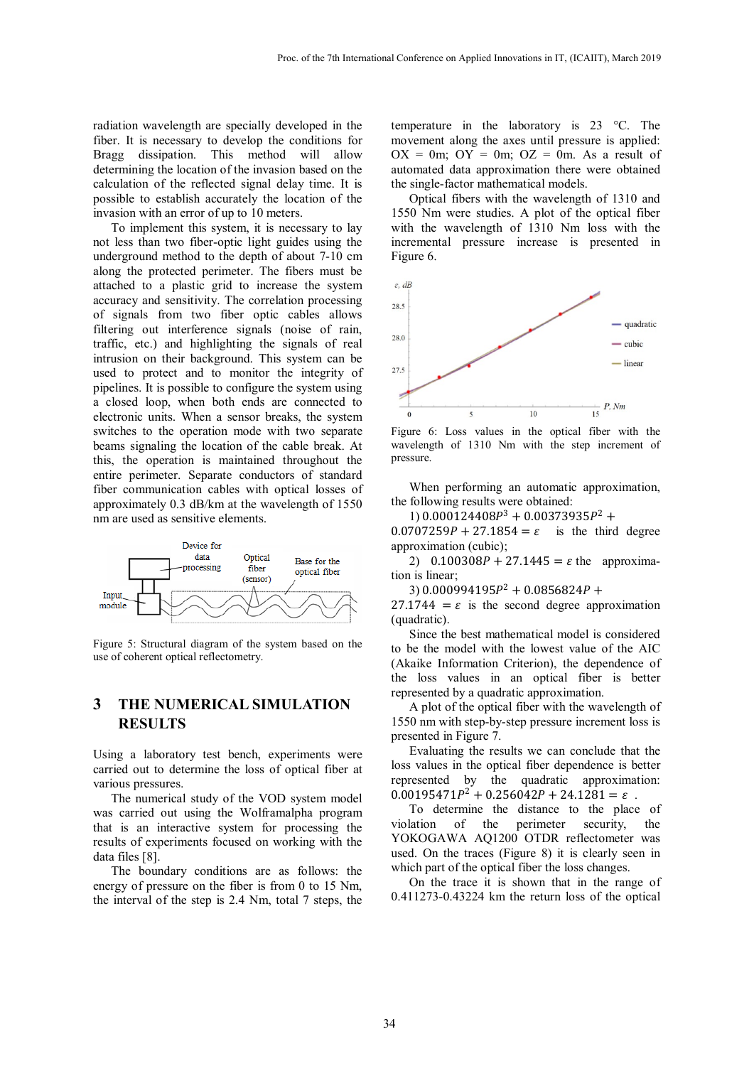radiation wavelength are specially developed in the fiber. It is necessary to develop the conditions for Bragg dissipation. This method will allow determining the location of the invasion based on the calculation of the reflected signal delay time. It is possible to establish accurately the location of the invasion with an error of up to 10 meters.

To implement this system, it is necessary to lay not less than two fiber-optic light guides using the underground method to the depth of about 7-10 cm along the protected perimeter. The fibers must be attached to a plastic grid to increase the system accuracy and sensitivity. The correlation processing of signals from two fiber optic cables allows filtering out interference signals (noise of rain, traffic, etc.) and highlighting the signals of real intrusion on their background. This system can be used to protect and to monitor the integrity of pipelines. It is possible to configure the system using a closed loop, when both ends are connected to electronic units. When a sensor breaks, the system switches to the operation mode with two separate beams signaling the location of the cable break. At this, the operation is maintained throughout the entire perimeter. Separate conductors of standard fiber communication cables with optical losses of approximately 0.3 dB/km at the wavelength of 1550 nm are used as sensitive elements.

Figure 5: Structural diagram of the system based on the use of coherent optical reflectometry.

## 3 THE NUMERICAL SIMULATION RESULTS

Using a laboratory test bench, experiments were carried out to determine the loss of optical fiber at various pressures.

The numerical study of the VOD system model was carried out using the Wolframalpha program that is an interactive system for processing the results of experiments focused on working with the data files [8].

The boundary conditions are as follows: the energy of pressure on the fiber is from 0 to 15 Nm, the interval of the step is 2.4 Nm, total 7 steps, the temperature in the laboratory is 23 °C. The movement along the axes until pressure is applied: OX = 0m; OY = 0m; OZ = 0m. As a result of automated data approximation there were obtained the single-factor mathematical models.

Optical fibers with the wavelength of 1310 and 1550 Nm were studies. A plot of the optical fiber with the wavelength of 1310 Nm loss with the incremental pressure increase is presented in Figure 6.

Figure 6: Loss values in the optical fiber with the wavelength of 1310 Nm with the step increment of pressure.

When performing an automatic approximation, the following results were obtained:

1) $0.000124408P^3 + 0.00373935P^2 + 0.0707259P + 27.1854 = \varepsilon$ is the third degree approximation (cubic);

2) $0.100308P + 27.1445 = \varepsilon$ the approximation is linear;

3) $0.000994195P^2 + 0.0856824P + 27.1744 = \varepsilon$ is the second degree approximation (quadratic).

Since the best mathematical model is considered to be the model with the lowest value of the AIC (Akaike Information Criterion), the dependence of the loss values in an optical fiber is better represented by a quadratic approximation.

A plot of the optical fiber with the wavelength of 1550 nm with step-by-step pressure increment loss is presented in Figure 7.

Evaluating the results we can conclude that the loss values in the optical fiber dependence is better represented by the quadratic approximation: $0.00195471P^2 + 0.256042P + 24.1281 = \varepsilon$ .

To determine the distance to the place of violation of the perimeter security, the YOKOGAWA AQ1200 OTDR reflectometer was used. On the traces (Figure 8) it is clearly seen in which part of the optical fiber the loss changes.

On the trace it is shown that in the range of 0.411273-0.43224 km the return loss of the optical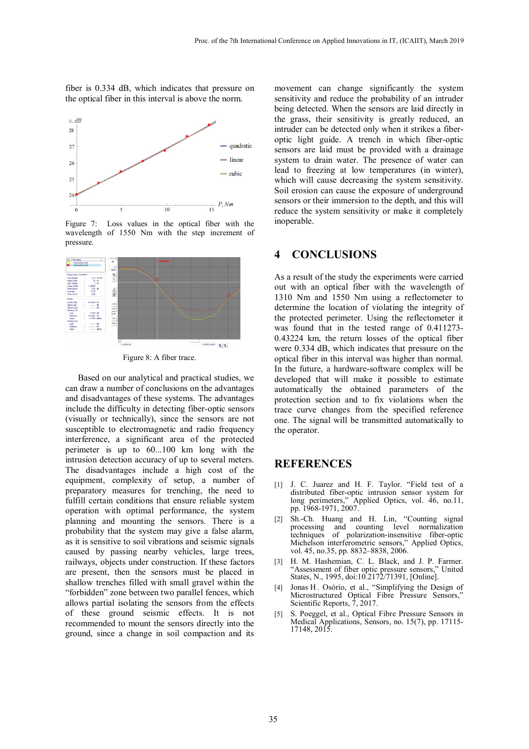fiber is 0.334 dB, which indicates that pressure on the optical fiber in this interval is above the norm.

Figure 7: Loss values in the optical fiber with the wavelength of 1550 Nm with the step increment of pressure.

Figure 8: A fiber trace.

Based on our analytical and practical studies, we can draw a number of conclusions on the advantages and disadvantages of these systems. The advantages include the difficulty in detecting fiber-optic sensors (visually or technically), since the sensors are not susceptible to electromagnetic and radio frequency interference, a significant area of the protected perimeter is up to 60...100 km long with the intrusion detection accuracy of up to several meters. The disadvantages include a high cost of the equipment, complexity of setup, a number of preparatory measures for trenching, the need to fulfill certain conditions that ensure reliable system operation with optimal performance, the system planning and mounting the sensors. There is a probability that the system may give a false alarm, as it is sensitive to soil vibrations and seismic signals caused by passing nearby vehicles, large trees, railways, objects under construction. If these factors are present, then the sensors must be placed in shallow trenches filled with small gravel within the "forbidden" zone between two parallel fences, which allows partial isolating the sensors from the effects of these ground seismic effects. It is not recommended to mount the sensors directly into the ground, since a change in soil compaction and its movement can change significantly the system sensitivity and reduce the probability of an intruder being detected. When the sensors are laid directly in the grass, their sensitivity is greatly reduced, an intruder can be detected only when it strikes a fiber-optic light guide. A trench in which fiber-optic sensors are laid must be provided with a drainage system to drain water. The presence of water can lead to freezing at low temperatures (in winter), which will cause decreasing the system sensitivity. Soil erosion can cause the exposure of underground sensors or their immersion to the depth, and this will reduce the system sensitivity or make it completely inoperable.

## 4 CONCLUSIONS

As a result of the study the experiments were carried out with an optical fiber with the wavelength of 1310 Nm and 1550 Nm using a reflectometer to determine the location of violating the integrity of the protected perimeter. Using the reflectometer it was found that in the tested range of 0.411273-0.43224 km, the return losses of the optical fiber were 0.334 dB, which indicates that pressure on the optical fiber in this interval was higher than normal. In the future, a hardware-software complex will be developed that will make it possible to estimate automatically the obtained parameters of the protection section and to fix violations when the trace curve changes from the specified reference one. The signal will be transmitted automatically to the operator.

## REFERENCES

[1] J. C. Juarez and H. F. Taylor. "Field test of a distributed fiber-optic intrusion sensor system for long perimeters," Applied Optics, vol. 46, no.11, pp. 1968-1971, 2007.

[2] Sh.-Ch. Huang and H. Lin, "Counting signal processing and counting level normalization techniques of polarization-insensitive fiber-optic Michelson interferometric sensors," Applied Optics, vol. 45, no.35, pp. 8832–8838, 2006.

[3] H. M. Hashemian, C. L. Black, and J. P. Farmer. "Assessment of fiber optic pressure sensors," United States, N., 1995, doi:10.2172/71391, [Online].

[4] Jonas H. Osório, et al., "Simplifying the Design of Microstructured Optical Fibre Pressure Sensors," Scientific Reports, 7, 2017.

[5] S. Poeggel, et al., Optical Fibre Pressure Sensors in Medical Applications, Sensors, no. 15(7), pp. 17115-17148, 2015.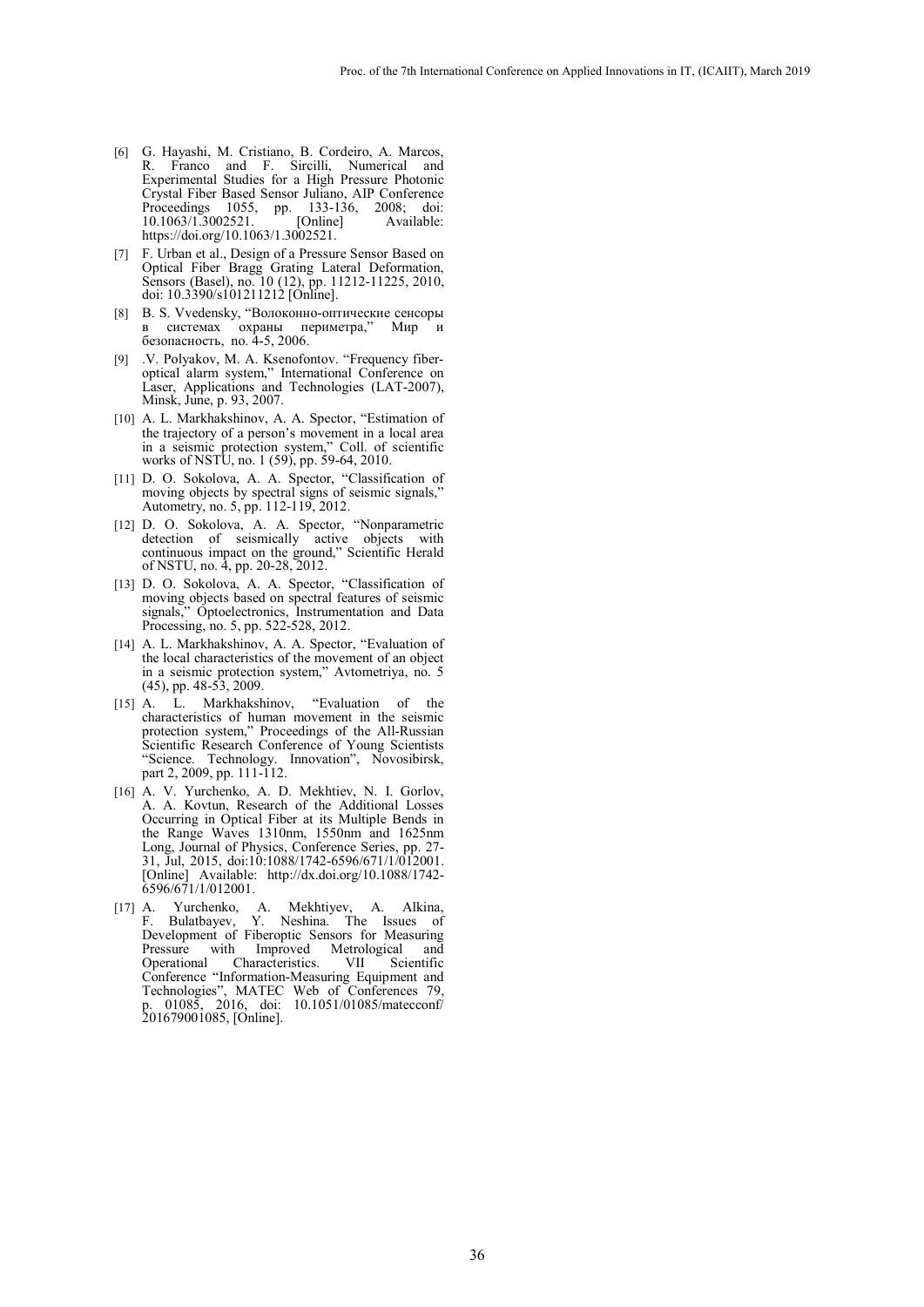[6] G. Hayashi, M. Cristiano, B. Cordeiro, A. Marcos, R. Franco and F. Sircilli, Numerical and Experimental Studies for a High Pressure Photonic Crystal Fiber Based Sensor Juliano, AIP Conference Proceedings 1055, pp. 133-136, 2008; doi: 10.1063/1.3002521. [Online] Available: https://doi.org/10.1063/1.3002521.

[7] F. Urban et al., Design of a Pressure Sensor Based on Optical Fiber Bragg Grating Lateral Deformation, Sensors (Basel), no. 10 (12), pp. 11212-11225, 2010, doi: 10.3390/s101211212 [Online].

[8] B. S. Vvedensky, "Волоконно-оптические сенсоры в системах охраны периметра," Мир и безопасность, no. 4-5, 2006.

[9] .V. Polyakov, M. A. Ksenofontov. "Frequency fiber-optical alarm system," International Conference on Laser, Applications and Technologies (LAT-2007), Minsk, June, p. 93, 2007.

[10] A. L. Markhakshinov, A. A. Spector, "Estimation of the trajectory of a person's movement in a local area in a seismic protection system," Coll. of scientific works of NSTU, no. 1 (59), pp. 59-64, 2010.

[11] D. O. Sokolova, A. A. Spector, "Classification of moving objects by spectral signs of seismic signals," Autometry, no. 5, pp. 112-119, 2012.

[12] D. O. Sokolova, A. A. Spector, "Nonparametric detection of seismically active objects with continuous impact on the ground," Scientific Herald of NSTU, no. 4, pp. 20-28, 2012.

[13] D. O. Sokolova, A. A. Spector, "Classification of moving objects based on spectral features of seismic signals," Optoelectronics, Instrumentation and Data Processing, no. 5, pp. 522-528, 2012.

[14] A. L. Markhakshinov, A. A. Spector, "Evaluation of the local characteristics of the movement of an object in a seismic protection system," Avtometriya, no. 5 (45), pp. 48-53, 2009.

[15] A. L. Markhakshinov, "Evaluation of the characteristics of human movement in the seismic protection system," Proceedings of the All-Russian Scientific Research Conference of Young Scientists "Science. Technology. Innovation", Novosibirsk, part 2, 2009, pp. 111-112.

[16] A. V. Yurchenko, A. D. Mekhtiev, N. I. Gorlov, A. A. Kovtun, Research of the Additional Losses Occurring in Optical Fiber at its Multiple Bends in the Range Waves 1310nm, 1550nm and 1625nm Long, Journal of Physics, Conference Series, pp. 27-31, Jul, 2015, doi:10:1088/1742-6596/671/1/012001. [Online] Available: http://dx.doi.org/10.1088/1742-6596/671/1/012001.

[17] A. Yurchenko, A. Mekhtiyev, A. Alkina, F. Bulatbayev, Y. Neshina. The Issues of Development of Fiberoptic Sensors for Measuring Pressure with Improved Metrological and Operational Characteristics. VII Scientific Conference "Information-Measuring Equipment and Technologies", MATEC Web of Conferences 79, p. 01085, 2016, doi: 10.1051/01085/matecconf/201679001085, [Online].